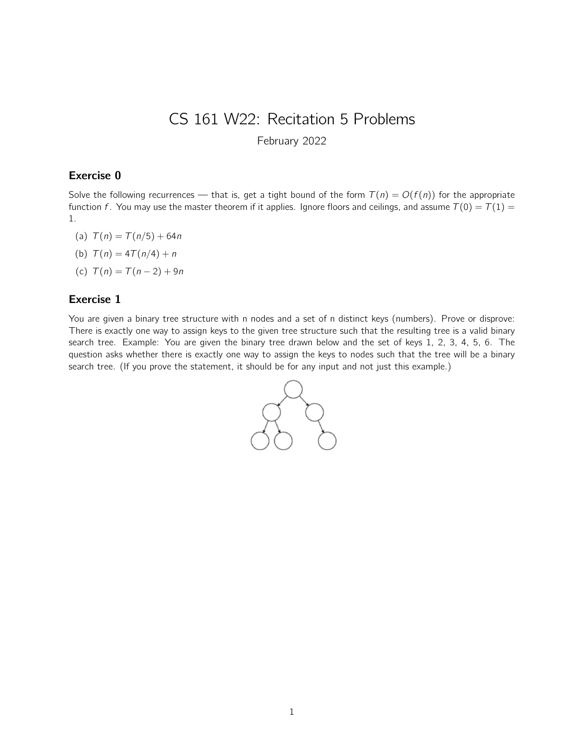# CS 161 W22: Recitation 5 Problems

February 2022

## Exercise 0

Solve the following recurrences — that is, get a tight bound of the form $T(n) = O(f(n))$ for the appropriate function $f$. You may use the master theorem if it applies. Ignore floors and ceilings, and assume $T(0) = T(1) = 1$.

(a) $T(n) = T(n/5) + 64n$

(b) $T(n) = 4T(n/4) + n$

(c) $T(n) = T(n-2) + 9n$

## Exercise 1

You are given a binary tree structure with n nodes and a set of n distinct keys (numbers). Prove or disprove: There is exactly one way to assign keys to the given tree structure such that the resulting tree is a valid binary search tree. Example: You are given the binary tree drawn below and the set of keys 1, 2, 3, 4, 5, 6. The question asks whether there is exactly one way to assign the keys to nodes such that the tree will be a binary search tree. (If you prove the statement, it should be for any input and not just this example.)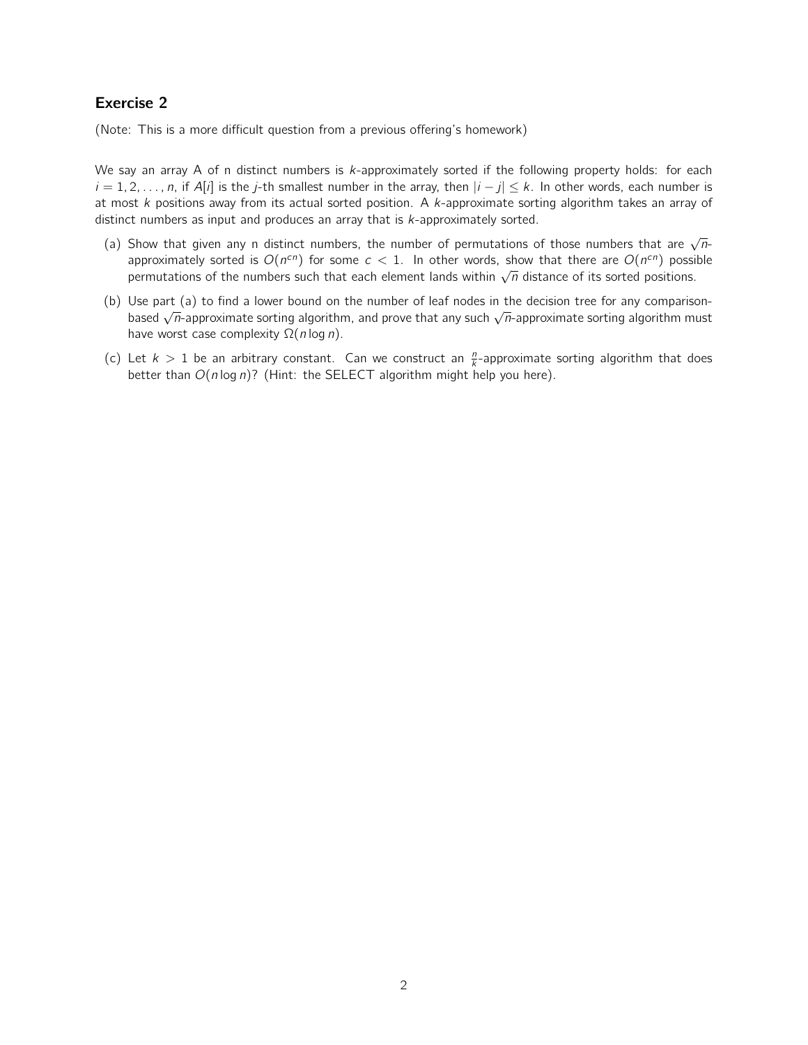## Exercise 2

(Note: This is a more difficult question from a previous offering's homework)

We say an array A of n distinct numbers is $k$-approximately sorted if the following property holds: for each $i = 1, 2, \ldots, n$, if $A[i]$ is the $j$-th smallest number in the array, then $|i - j| \leq k$. In other words, each number is at most $k$ positions away from its actual sorted position. A $k$-approximate sorting algorithm takes an array of distinct numbers as input and produces an array that is $k$-approximately sorted.

(a) Show that given any n distinct numbers, the number of permutations of those numbers that are $\sqrt{n}$-approximately sorted is $O(n^{cn})$ for some $c < 1$. In other words, show that there are $O(n^{cn})$ possible permutations of the numbers such that each element lands within $\sqrt{n}$ distance of its sorted positions.

(b) Use part (a) to find a lower bound on the number of leaf nodes in the decision tree for any comparison-based $\sqrt{n}$-approximate sorting algorithm, and prove that any such $\sqrt{n}$-approximate sorting algorithm must have worst case complexity $\Omega(n \log n)$.

(c) Let $k > 1$ be an arbitrary constant. Can we construct an $\frac{n}{k}$-approximate sorting algorithm that does better than $O(n \log n)$? (Hint: the SELECT algorithm might help you here).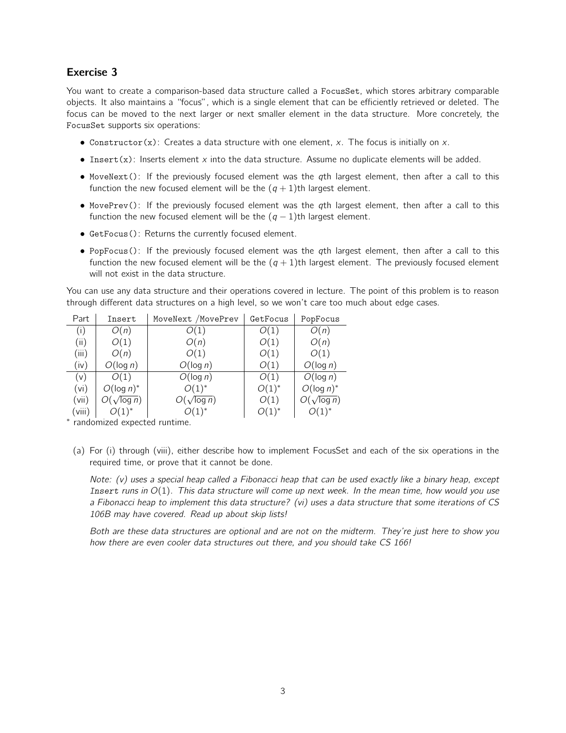## Exercise 3

You want to create a comparison-based data structure called a `FocusSet`, which stores arbitrary comparable objects. It also maintains a "focus", which is a single element that can be efficiently retrieved or deleted. The focus can be moved to the next larger or next smaller element in the data structure. More concretely, the `FocusSet` supports six operations:

- `Constructor(x)`: Creates a data structure with one element, $x$. The focus is initially on $x$.
- `Insert(x)`: Inserts element $x$ into the data structure. Assume no duplicate elements will be added.
- `MoveNext()`: If the previously focused element was the $q$th largest element, then after a call to this function the new focused element will be the $(q+1)$th largest element.
- `MovePrev()`: If the previously focused element was the $q$th largest element, then after a call to this function the new focused element will be the $(q-1)$th largest element.
- `GetFocus()`: Returns the currently focused element.
- `PopFocus()`: If the previously focused element was the $q$th largest element, then after a call to this function the new focused element will be the $(q+1)$th largest element. The previously focused element will not exist in the data structure.

You can use any data structure and their operations covered in lecture. The point of this problem is to reason through different data structures on a high level, so we won't care too much about edge cases.

| Part | `Insert` | `MoveNext` /`MovePrev` | `GetFocus` | `PopFocus` |
|---|---|---|---|---|
| (i) | $O(n)$ | $O(1)$ | $O(1)$ | $O(n)$ |
| (ii) | $O(1)$ | $O(n)$ | $O(1)$ | $O(n)$ |
| (iii) | $O(n)$ | $O(1)$ | $O(1)$ | $O(1)$ |
| (iv) | $O(\log n)$ | $O(\log n)$ | $O(1)$ | $O(\log n)$ |
| (v) | $O(1)$ | $O(\log n)$ | $O(1)$ | $O(\log n)$ |
| (vi) | $O(\log n)^*$ | $O(1)^*$ | $O(1)^*$ | $O(\log n)^*$ |
| (vii) | $O(\sqrt{\log n})$ | $O(\sqrt{\log n})$ | $O(1)$ | $O(\sqrt{\log n})$ |
| (viii) | $O(1)^*$ | $O(1)^*$ | $O(1)^*$ | $O(1)^*$ |

\* randomized expected runtime.

(a) For (i) through (viii), either describe how to implement FocusSet and each of the six operations in the required time, or prove that it cannot be done.

*Note: (v) uses a special heap called a Fibonacci heap that can be used exactly like a binary heap, except Insert runs in $O(1)$. This data structure will come up next week. In the mean time, how would you use a Fibonacci heap to implement this data structure? (vi) uses a data structure that some iterations of CS 106B may have covered. Read up about skip lists!*

*Both are these data structures are optional and are not on the midterm. They're just here to show you how there are even cooler data structures out there, and you should take CS 166!*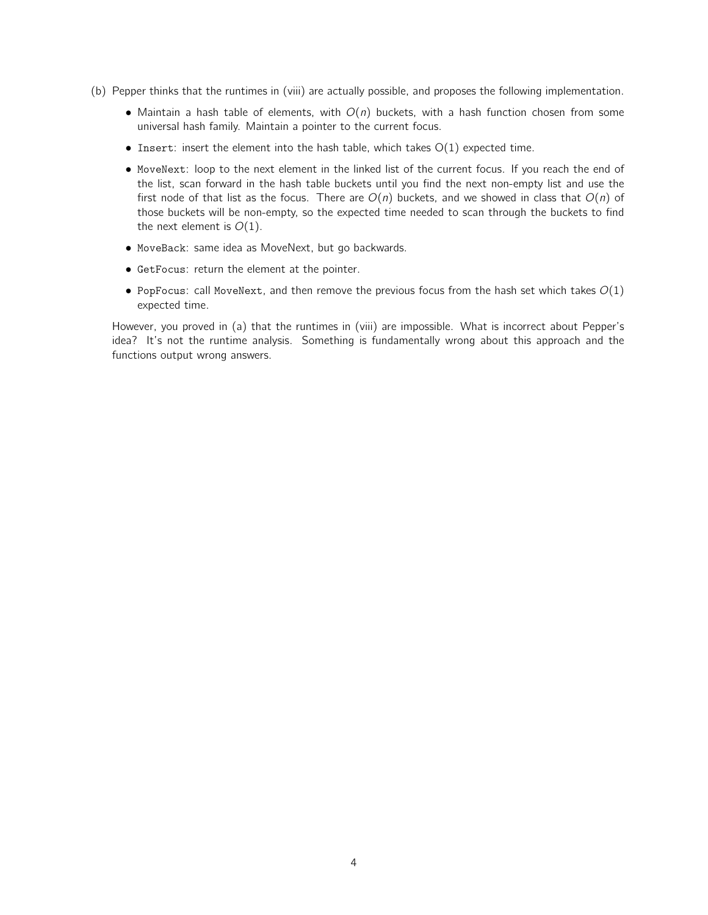(b) Pepper thinks that the runtimes in (viii) are actually possible, and proposes the following implementation.

- Maintain a hash table of elements, with $O(n)$ buckets, with a hash function chosen from some universal hash family. Maintain a pointer to the current focus.
- `Insert`: insert the element into the hash table, which takes O(1) expected time.
- `MoveNext`: loop to the next element in the linked list of the current focus. If you reach the end of the list, scan forward in the hash table buckets until you find the next non-empty list and use the first node of that list as the focus. There are $O(n)$ buckets, and we showed in class that $O(n)$ of those buckets will be non-empty, so the expected time needed to scan through the buckets to find the next element is $O(1)$.
- `MoveBack`: same idea as MoveNext, but go backwards.
- `GetFocus`: return the element at the pointer.
- `PopFocus`: call `MoveNext`, and then remove the previous focus from the hash set which takes $O(1)$ expected time.

However, you proved in (a) that the runtimes in (viii) are impossible. What is incorrect about Pepper's idea? It's not the runtime analysis. Something is fundamentally wrong about this approach and the functions output wrong answers.